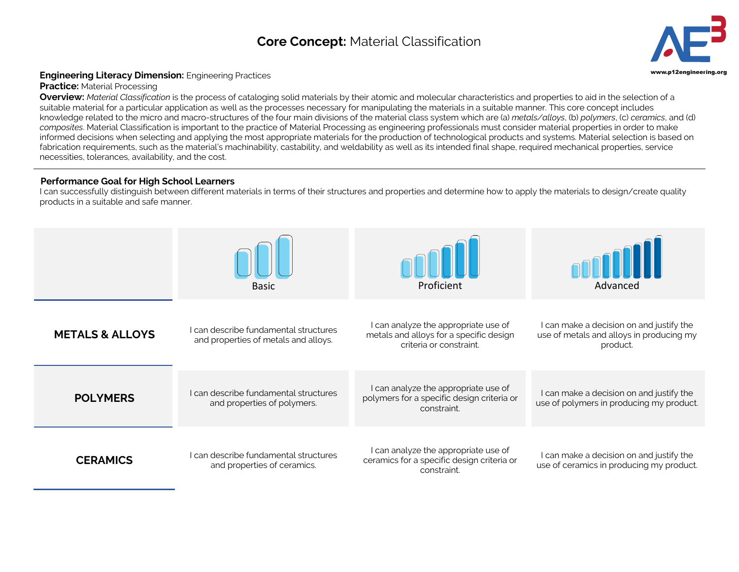# **Core Concept:** Material Classification

**Engineering Literacy Dimension:** Engineering Practices
**Practice:** Material Processing
**Overview:** *Material Classification* is the process of cataloging solid materials by their atomic and molecular characteristics and properties to aid in the selection of a suitable material for a particular application as well as the processes necessary for manipulating the materials in a suitable manner. This core concept includes knowledge related to the micro and macro-structures of the four main divisions of the material class system which are (a) *metals/alloys*, (b) *polymers*, (c) *ceramics*, and (d) *composites*. Material Classification is important to the practice of Material Processing as engineering professionals must consider material properties in order to make informed decisions when selecting and applying the most appropriate materials for the production of technological products and systems. Material selection is based on fabrication requirements, such as the material's machinability, castability, and weldability as well as its intended final shape, required mechanical properties, service necessities, tolerances, availability, and the cost.

---

## Performance Goal for High School Learners

I can successfully distinguish between different materials in terms of their structures and properties and determine how to apply the materials to design/create quality products in a suitable and safe manner.

| | Basic | Proficient | Advanced |
|---|---|---|---|
| **METALS & ALLOYS** | I can describe fundamental structures and properties of metals and alloys. | I can analyze the appropriate use of metals and alloys for a specific design criteria or constraint. | I can make a decision on and justify the use of metals and alloys in producing my product. |
| **POLYMERS** | I can describe fundamental structures and properties of polymers. | I can analyze the appropriate use of polymers for a specific design criteria or constraint. | I can make a decision on and justify the use of polymers in producing my product. |
| **CERAMICS** | I can describe fundamental structures and properties of ceramics. | I can analyze the appropriate use of ceramics for a specific design criteria or constraint. | I can make a decision on and justify the use of ceramics in producing my product. |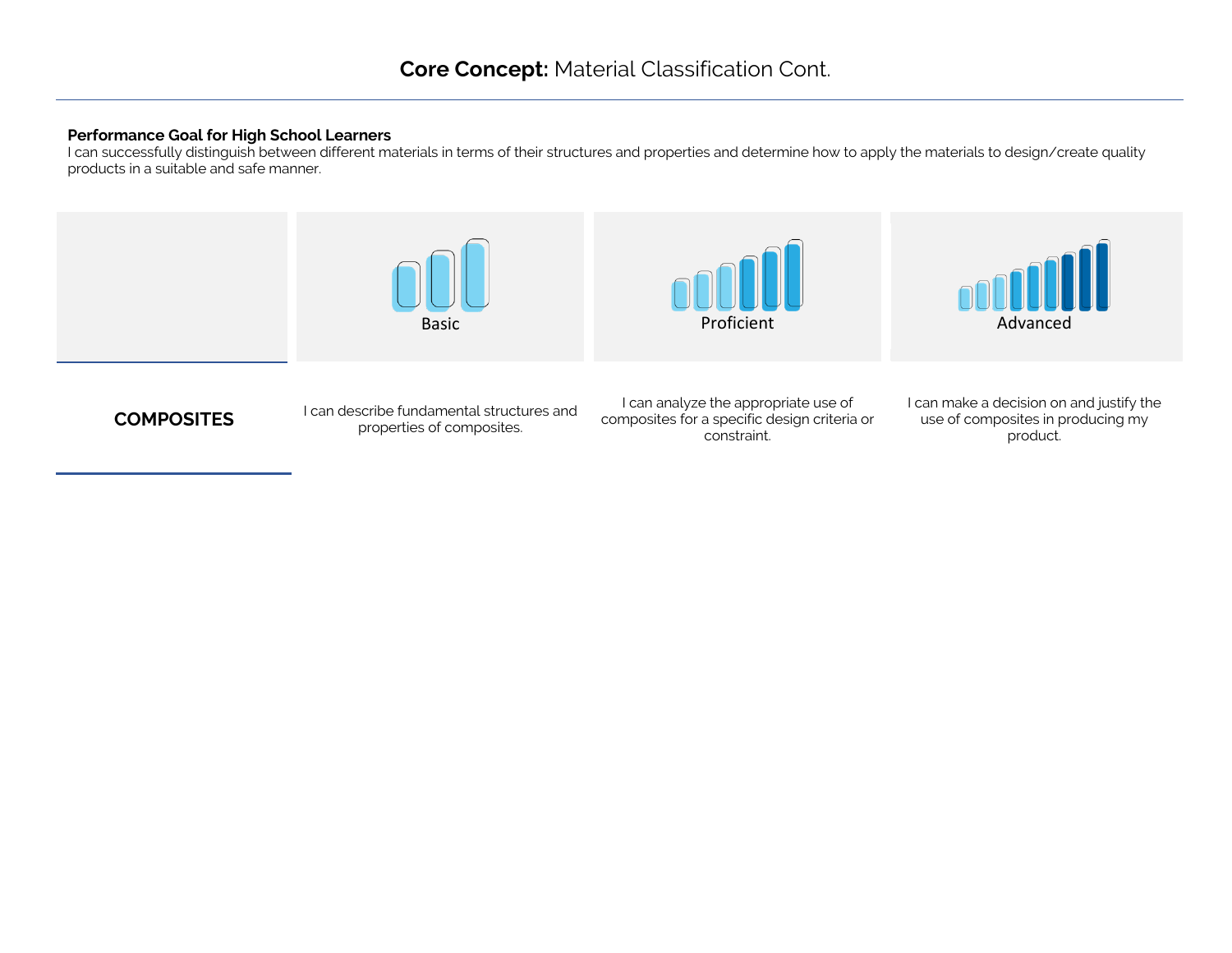# **Core Concept:** Material Classification Cont.

**Performance Goal for High School Learners**
I can successfully distinguish between different materials in terms of their structures and properties and determine how to apply the materials to design/create quality products in a suitable and safe manner.

| | Basic | Proficient | Advanced |
|---|---|---|---|
| **COMPOSITES** | I can describe fundamental structures and properties of composites. | I can analyze the appropriate use of composites for a specific design criteria or constraint. | I can make a decision on and justify the use of composites in producing my product. |